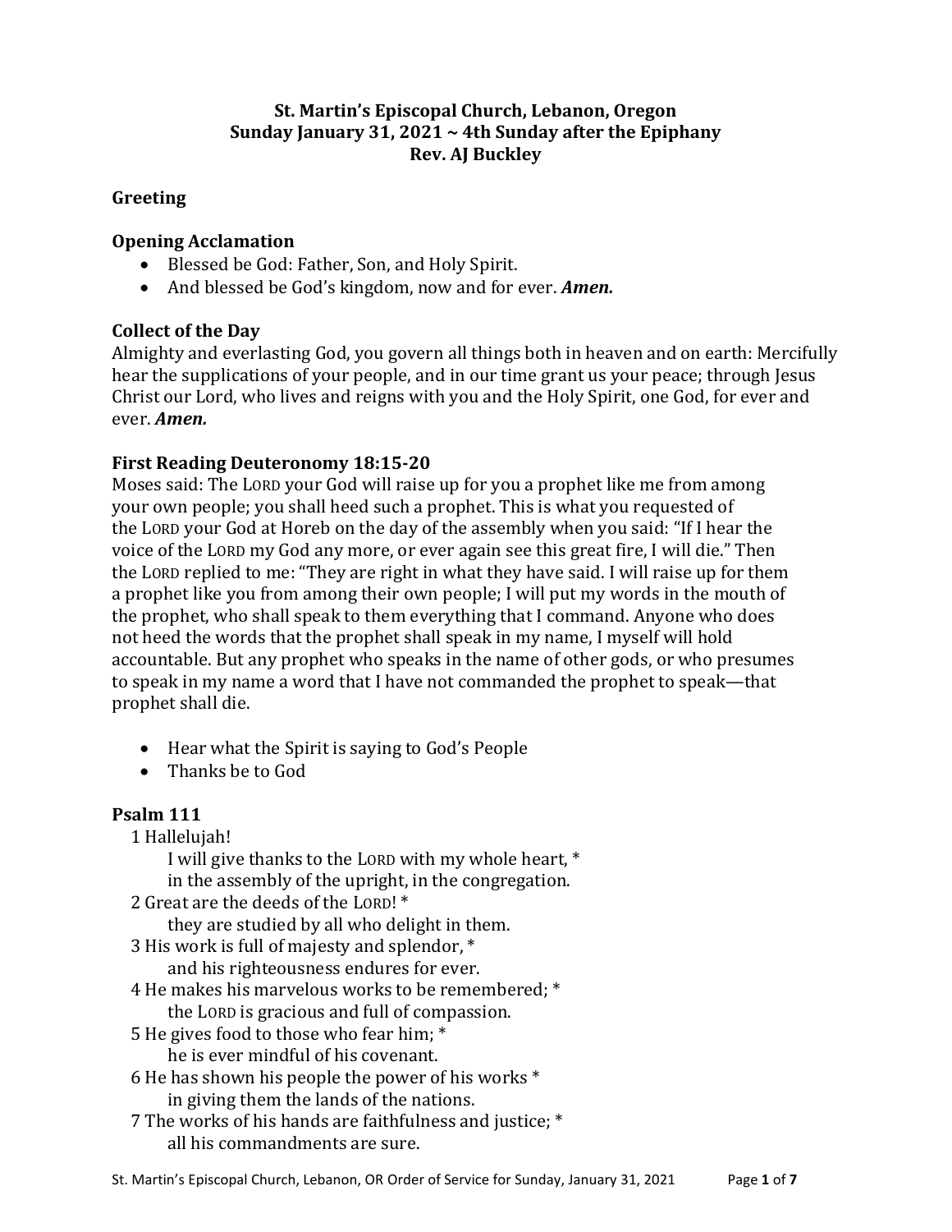**St. Martin's Episcopal Church, Lebanon, Oregon**
**Sunday January 31, 2021 ~ 4th Sunday after the Epiphany**
**Rev. AJ Buckley**

### Greeting

### Opening Acclamation

- Blessed be God: Father, Son, and Holy Spirit.
- And blessed be God's kingdom, now and for ever. ***Amen.***

### Collect of the Day

Almighty and everlasting God, you govern all things both in heaven and on earth: Mercifully hear the supplications of your people, and in our time grant us your peace; through Jesus Christ our Lord, who lives and reigns with you and the Holy Spirit, one God, for ever and ever. ***Amen.***

### First Reading Deuteronomy 18:15-20

Moses said: The LORD your God will raise up for you a prophet like me from among your own people; you shall heed such a prophet. This is what you requested of the LORD your God at Horeb on the day of the assembly when you said: "If I hear the voice of the LORD my God any more, or ever again see this great fire, I will die." Then the LORD replied to me: "They are right in what they have said. I will raise up for them a prophet like you from among their own people; I will put my words in the mouth of the prophet, who shall speak to them everything that I command. Anyone who does not heed the words that the prophet shall speak in my name, I myself will hold accountable. But any prophet who speaks in the name of other gods, or who presumes to speak in my name a word that I have not commanded the prophet to speak—that prophet shall die.

- Hear what the Spirit is saying to God's People
- Thanks be to God

### Psalm 111

1 Hallelujah!
  I will give thanks to the LORD with my whole heart, *
  in the assembly of the upright, in the congregation.
2 Great are the deeds of the LORD! *
  they are studied by all who delight in them.
3 His work is full of majesty and splendor, *
  and his righteousness endures for ever.
4 He makes his marvelous works to be remembered; *
  the LORD is gracious and full of compassion.
5 He gives food to those who fear him; *
  he is ever mindful of his covenant.
6 He has shown his people the power of his works *
  in giving them the lands of the nations.
7 The works of his hands are faithfulness and justice; *
  all his commandments are sure.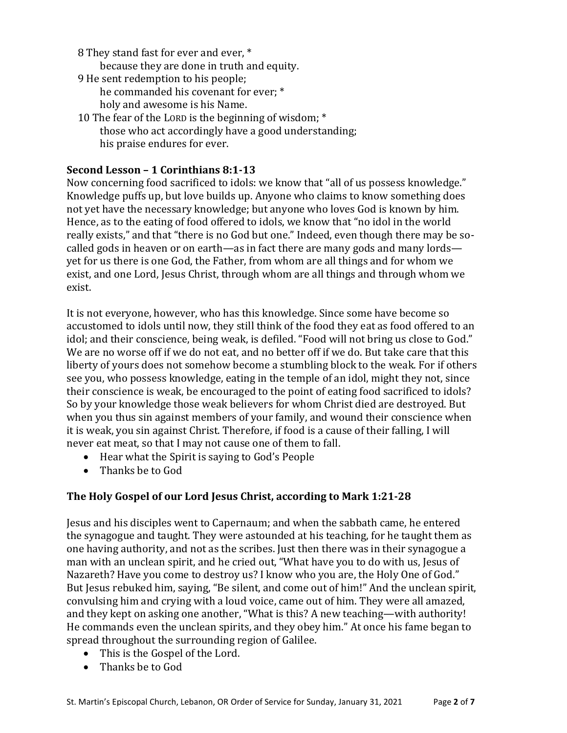8 They stand fast for ever and ever, *
    because they are done in truth and equity.
9 He sent redemption to his people;
    he commanded his covenant for ever; *
    holy and awesome is his Name.
10 The fear of the LORD is the beginning of wisdom; *
    those who act accordingly have a good understanding;
    his praise endures for ever.

**Second Lesson – 1 Corinthians 8:1-13**

Now concerning food sacrificed to idols: we know that "all of us possess knowledge." Knowledge puffs up, but love builds up. Anyone who claims to know something does not yet have the necessary knowledge; but anyone who loves God is known by him. Hence, as to the eating of food offered to idols, we know that "no idol in the world really exists," and that "there is no God but one." Indeed, even though there may be so-called gods in heaven or on earth—as in fact there are many gods and many lords—yet for us there is one God, the Father, from whom are all things and for whom we exist, and one Lord, Jesus Christ, through whom are all things and through whom we exist.

It is not everyone, however, who has this knowledge. Since some have become so accustomed to idols until now, they still think of the food they eat as food offered to an idol; and their conscience, being weak, is defiled. "Food will not bring us close to God." We are no worse off if we do not eat, and no better off if we do. But take care that this liberty of yours does not somehow become a stumbling block to the weak. For if others see you, who possess knowledge, eating in the temple of an idol, might they not, since their conscience is weak, be encouraged to the point of eating food sacrificed to idols? So by your knowledge those weak believers for whom Christ died are destroyed. But when you thus sin against members of your family, and wound their conscience when it is weak, you sin against Christ. Therefore, if food is a cause of their falling, I will never eat meat, so that I may not cause one of them to fall.

- Hear what the Spirit is saying to God's People
- Thanks be to God

**The Holy Gospel of our Lord Jesus Christ, according to Mark 1:21-28**

Jesus and his disciples went to Capernaum; and when the sabbath came, he entered the synagogue and taught. They were astounded at his teaching, for he taught them as one having authority, and not as the scribes. Just then there was in their synagogue a man with an unclean spirit, and he cried out, "What have you to do with us, Jesus of Nazareth? Have you come to destroy us? I know who you are, the Holy One of God." But Jesus rebuked him, saying, "Be silent, and come out of him!" And the unclean spirit, convulsing him and crying with a loud voice, came out of him. They were all amazed, and they kept on asking one another, "What is this? A new teaching—with authority! He commands even the unclean spirits, and they obey him." At once his fame began to spread throughout the surrounding region of Galilee.

- This is the Gospel of the Lord.
- Thanks be to God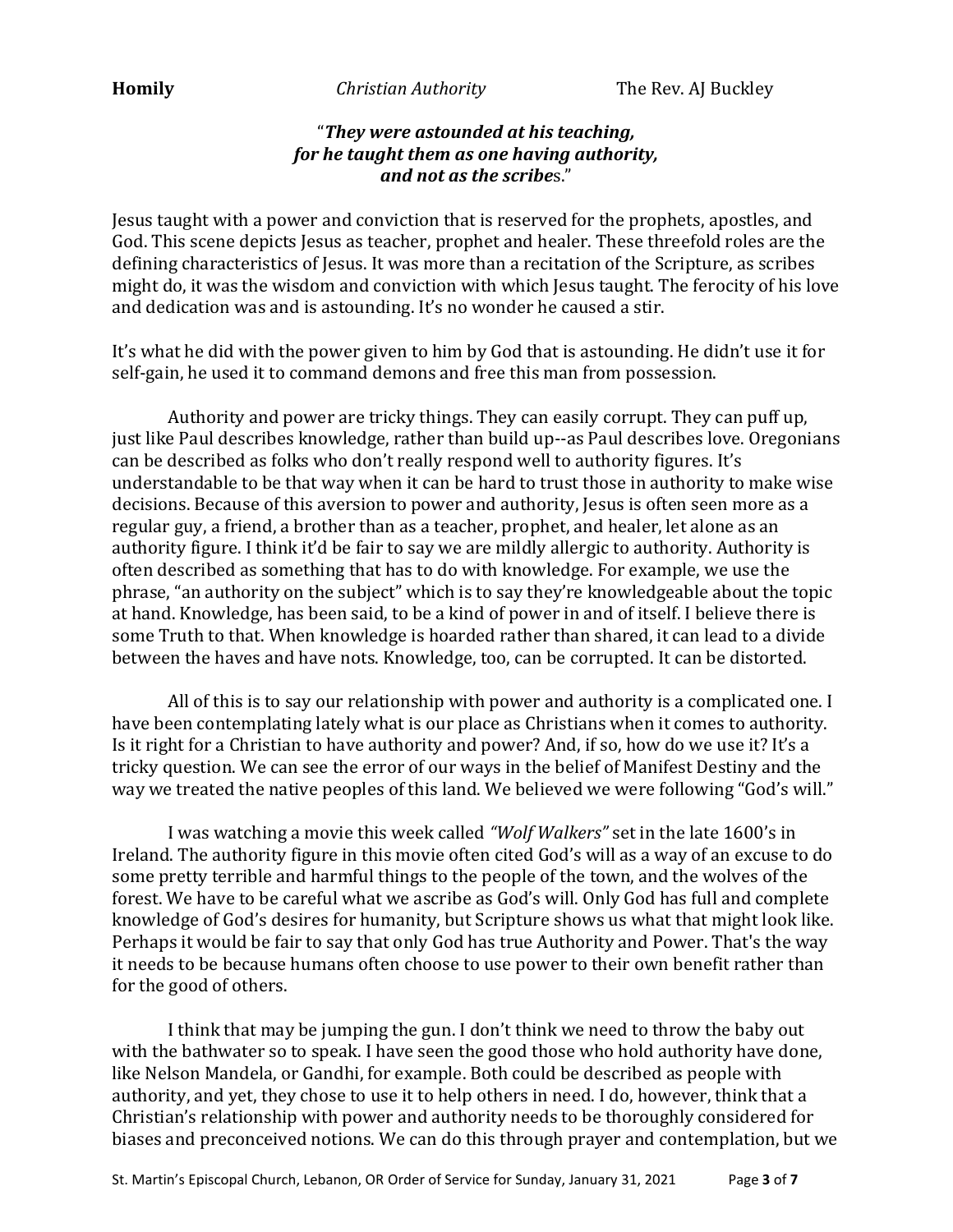**Homily** *Christian Authority* The Rev. AJ Buckley

"***They were astounded at his teaching, for he taught them as one having authority, and not as the scribe*s.**"

Jesus taught with a power and conviction that is reserved for the prophets, apostles, and God. This scene depicts Jesus as teacher, prophet and healer. These threefold roles are the defining characteristics of Jesus. It was more than a recitation of the Scripture, as scribes might do, it was the wisdom and conviction with which Jesus taught. The ferocity of his love and dedication was and is astounding. It's no wonder he caused a stir.

It's what he did with the power given to him by God that is astounding. He didn't use it for self-gain, he used it to command demons and free this man from possession.

Authority and power are tricky things. They can easily corrupt. They can puff up, just like Paul describes knowledge, rather than build up--as Paul describes love. Oregonians can be described as folks who don't really respond well to authority figures. It's understandable to be that way when it can be hard to trust those in authority to make wise decisions. Because of this aversion to power and authority, Jesus is often seen more as a regular guy, a friend, a brother than as a teacher, prophet, and healer, let alone as an authority figure. I think it'd be fair to say we are mildly allergic to authority. Authority is often described as something that has to do with knowledge. For example, we use the phrase, "an authority on the subject" which is to say they're knowledgeable about the topic at hand. Knowledge, has been said, to be a kind of power in and of itself. I believe there is some Truth to that. When knowledge is hoarded rather than shared, it can lead to a divide between the haves and have nots. Knowledge, too, can be corrupted. It can be distorted.

All of this is to say our relationship with power and authority is a complicated one. I have been contemplating lately what is our place as Christians when it comes to authority. Is it right for a Christian to have authority and power? And, if so, how do we use it? It's a tricky question. We can see the error of our ways in the belief of Manifest Destiny and the way we treated the native peoples of this land. We believed we were following "God's will."

I was watching a movie this week called *"Wolf Walkers"* set in the late 1600's in Ireland. The authority figure in this movie often cited God's will as a way of an excuse to do some pretty terrible and harmful things to the people of the town, and the wolves of the forest. We have to be careful what we ascribe as God's will. Only God has full and complete knowledge of God's desires for humanity, but Scripture shows us what that might look like. Perhaps it would be fair to say that only God has true Authority and Power. That's the way it needs to be because humans often choose to use power to their own benefit rather than for the good of others.

I think that may be jumping the gun. I don't think we need to throw the baby out with the bathwater so to speak. I have seen the good those who hold authority have done, like Nelson Mandela, or Gandhi, for example. Both could be described as people with authority, and yet, they chose to use it to help others in need. I do, however, think that a Christian's relationship with power and authority needs to be thoroughly considered for biases and preconceived notions. We can do this through prayer and contemplation, but we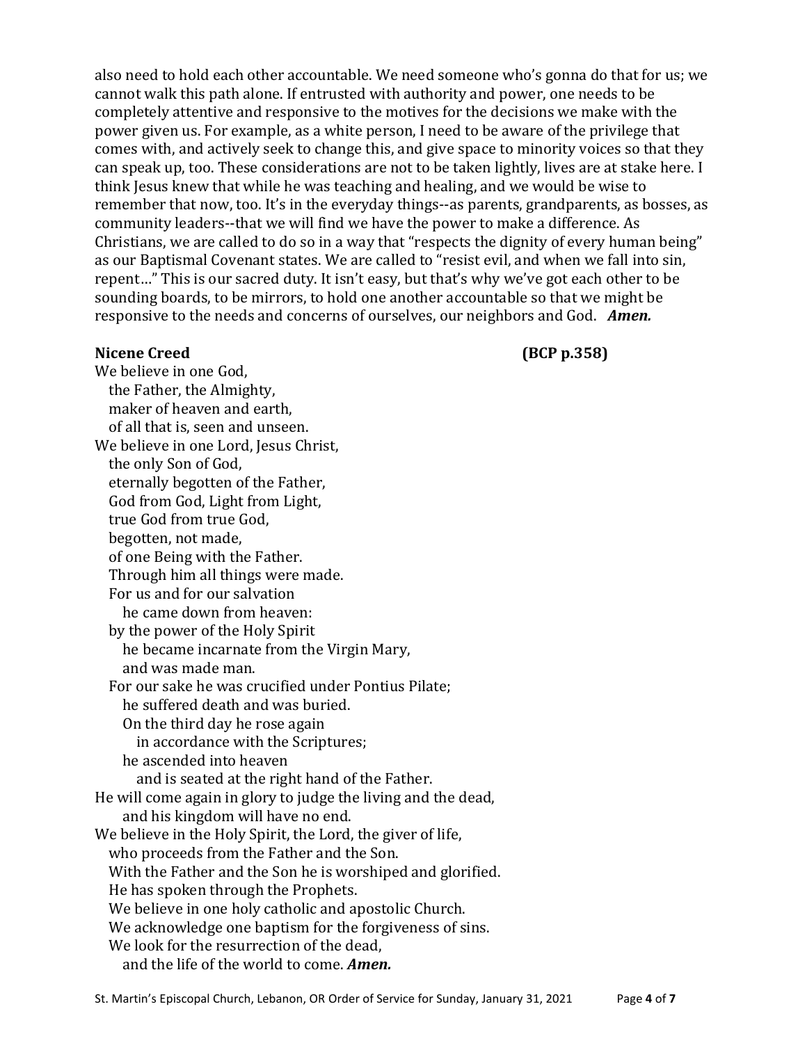also need to hold each other accountable. We need someone who's gonna do that for us; we cannot walk this path alone. If entrusted with authority and power, one needs to be completely attentive and responsive to the motives for the decisions we make with the power given us. For example, as a white person, I need to be aware of the privilege that comes with, and actively seek to change this, and give space to minority voices so that they can speak up, too. These considerations are not to be taken lightly, lives are at stake here. I think Jesus knew that while he was teaching and healing, and we would be wise to remember that now, too. It's in the everyday things--as parents, grandparents, as bosses, as community leaders--that we will find we have the power to make a difference. As Christians, we are called to do so in a way that "respects the dignity of every human being" as our Baptismal Covenant states. We are called to "resist evil, and when we fall into sin, repent…" This is our sacred duty. It isn't easy, but that's why we've got each other to be sounding boards, to be mirrors, to hold one another accountable so that we might be responsive to the needs and concerns of ourselves, our neighbors and God. ***Amen.***

**Nicene Creed** **(BCP p.358)**

We believe in one God,
the Father, the Almighty,
maker of heaven and earth,
of all that is, seen and unseen.
We believe in one Lord, Jesus Christ,
the only Son of God,
eternally begotten of the Father,
God from God, Light from Light,
true God from true God,
begotten, not made,
of one Being with the Father.
Through him all things were made.
For us and for our salvation
he came down from heaven:
by the power of the Holy Spirit
he became incarnate from the Virgin Mary,
and was made man.
For our sake he was crucified under Pontius Pilate;
he suffered death and was buried.
On the third day he rose again
in accordance with the Scriptures;
he ascended into heaven
and is seated at the right hand of the Father.
He will come again in glory to judge the living and the dead,
and his kingdom will have no end.
We believe in the Holy Spirit, the Lord, the giver of life,
who proceeds from the Father and the Son.
With the Father and the Son he is worshiped and glorified.
He has spoken through the Prophets.
We believe in one holy catholic and apostolic Church.
We acknowledge one baptism for the forgiveness of sins.
We look for the resurrection of the dead,
and the life of the world to come. ***Amen.***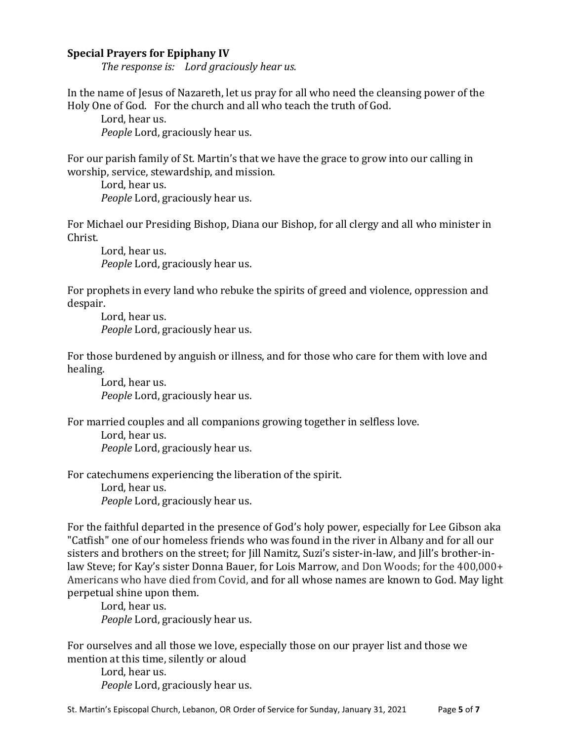**Special Prayers for Epiphany IV**

*The response is: Lord graciously hear us.*

In the name of Jesus of Nazareth, let us pray for all who need the cleansing power of the Holy One of God. For the church and all who teach the truth of God.

Lord, hear us.
*People* Lord, graciously hear us.

For our parish family of St. Martin's that we have the grace to grow into our calling in worship, service, stewardship, and mission.

Lord, hear us.
*People* Lord, graciously hear us.

For Michael our Presiding Bishop, Diana our Bishop, for all clergy and all who minister in Christ.

Lord, hear us.
*People* Lord, graciously hear us.

For prophets in every land who rebuke the spirits of greed and violence, oppression and despair.

Lord, hear us.
*People* Lord, graciously hear us.

For those burdened by anguish or illness, and for those who care for them with love and healing.

Lord, hear us.
*People* Lord, graciously hear us.

For married couples and all companions growing together in selfless love.

Lord, hear us.
*People* Lord, graciously hear us.

For catechumens experiencing the liberation of the spirit.

Lord, hear us.
*People* Lord, graciously hear us.

For the faithful departed in the presence of God's holy power, especially for Lee Gibson aka "Catfish" one of our homeless friends who was found in the river in Albany and for all our sisters and brothers on the street; for Jill Namitz, Suzi's sister-in-law, and Jill's brother-in-law Steve; for Kay's sister Donna Bauer, for Lois Marrow, and Don Woods; for the 400,000+ Americans who have died from Covid, and for all whose names are known to God. May light perpetual shine upon them.

Lord, hear us.
*People* Lord, graciously hear us.

For ourselves and all those we love, especially those on our prayer list and those we mention at this time, silently or aloud

Lord, hear us.
*People* Lord, graciously hear us.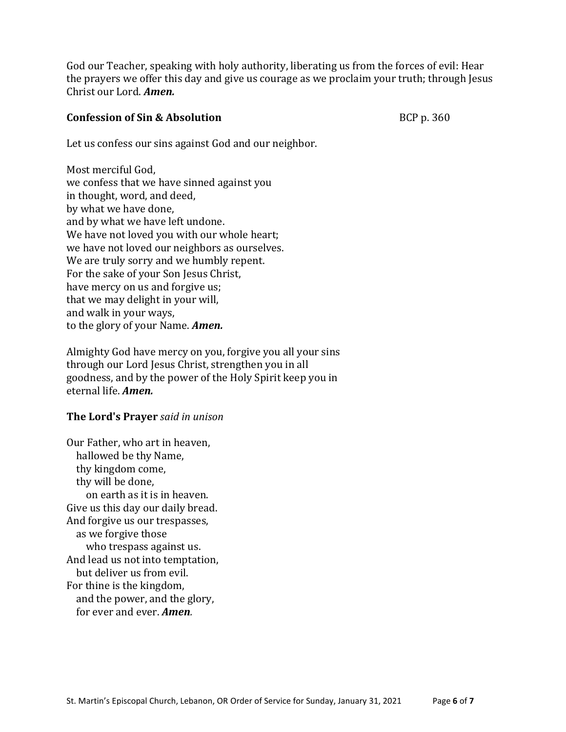God our Teacher, speaking with holy authority, liberating us from the forces of evil: Hear the prayers we offer this day and give us courage as we proclaim your truth; through Jesus Christ our Lord. ***Amen.***

**Confession of Sin & Absolution** BCP p. 360

Let us confess our sins against God and our neighbor.

Most merciful God,
we confess that we have sinned against you
in thought, word, and deed,
by what we have done,
and by what we have left undone.
We have not loved you with our whole heart;
we have not loved our neighbors as ourselves.
We are truly sorry and we humbly repent.
For the sake of your Son Jesus Christ,
have mercy on us and forgive us;
that we may delight in your will,
and walk in your ways,
to the glory of your Name. ***Amen.***

Almighty God have mercy on you, forgive you all your sins
through our Lord Jesus Christ, strengthen you in all
goodness, and by the power of the Holy Spirit keep you in
eternal life. ***Amen.***

**The Lord's Prayer** *said in unison*

Our Father, who art in heaven,
hallowed be thy Name,
thy kingdom come,
thy will be done,
on earth as it is in heaven.
Give us this day our daily bread.
And forgive us our trespasses,
as we forgive those
who trespass against us.
And lead us not into temptation,
but deliver us from evil.
For thine is the kingdom,
and the power, and the glory,
for ever and ever. ***Amen.***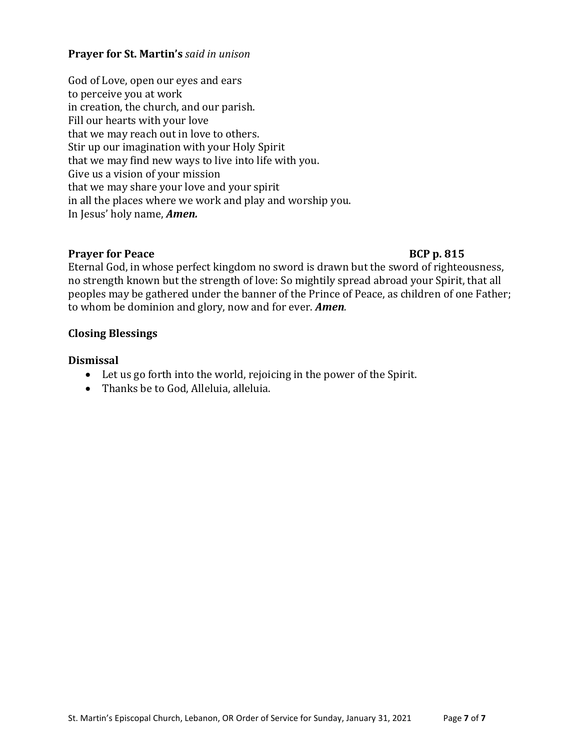**Prayer for St. Martin's** *said in unison*

God of Love, open our eyes and ears  
to perceive you at work  
in creation, the church, and our parish.  
Fill our hearts with your love  
that we may reach out in love to others.  
Stir up our imagination with your Holy Spirit  
that we may find new ways to live into life with you.  
Give us a vision of your mission  
that we may share your love and your spirit  
in all the places where we work and play and worship you.  
In Jesus' holy name, ***Amen.***

**Prayer for Peace** **BCP p. 815**

Eternal God, in whose perfect kingdom no sword is drawn but the sword of righteousness, no strength known but the strength of love: So mightily spread abroad your Spirit, that all peoples may be gathered under the banner of the Prince of Peace, as children of one Father; to whom be dominion and glory, now and for ever. ***Amen.***

**Closing Blessings**

**Dismissal**

- Let us go forth into the world, rejoicing in the power of the Spirit.
- Thanks be to God, Alleluia, alleluia.